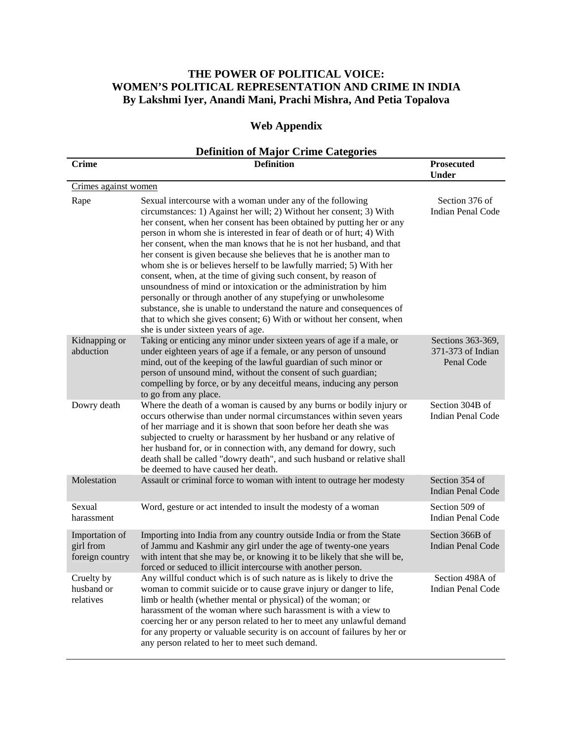# THE POWER OF POLITICAL VOICE: WOMEN'S POLITICAL REPRESENTATION AND CRIME IN INDIA

**By Lakshmi Iyer, Anandi Mani, Prachi Mishra, And Petia Topalova**

## Web Appendix

### Definition of Major Crime Categories

| Crime | Definition | Prosecuted Under |
|---|---|---|
| Crimes against women | | |
| Rape | Sexual intercourse with a woman under any of the following circumstances: 1) Against her will; 2) Without her consent; 3) With her consent, when her consent has been obtained by putting her or any person in whom she is interested in fear of death or of hurt; 4) With her consent, when the man knows that he is not her husband, and that her consent is given because she believes that he is another man to whom she is or believes herself to be lawfully married; 5) With her consent, when, at the time of giving such consent, by reason of unsoundness of mind or intoxication or the administration by him personally or through another of any stupefying or unwholesome substance, she is unable to understand the nature and consequences of that to which she gives consent; 6) With or without her consent, when she is under sixteen years of age. | Section 376 of Indian Penal Code |
| Kidnapping or abduction | Taking or enticing any minor under sixteen years of age if a male, or under eighteen years of age if a female, or any person of unsound mind, out of the keeping of the lawful guardian of such minor or person of unsound mind, without the consent of such guardian; compelling by force, or by any deceitful means, inducing any person to go from any place. | Sections 363-369, 371-373 of Indian Penal Code |
| Dowry death | Where the death of a woman is caused by any burns or bodily injury or occurs otherwise than under normal circumstances within seven years of her marriage and it is shown that soon before her death she was subjected to cruelty or harassment by her husband or any relative of her husband for, or in connection with, any demand for dowry, such death shall be called "dowry death", and such husband or relative shall be deemed to have caused her death. | Section 304B of Indian Penal Code |
| Molestation | Assault or criminal force to woman with intent to outrage her modesty | Section 354 of Indian Penal Code |
| Sexual harassment | Word, gesture or act intended to insult the modesty of a woman | Section 509 of Indian Penal Code |
| Importation of girl from foreign country | Importing into India from any country outside India or from the State of Jammu and Kashmir any girl under the age of twenty-one years with intent that she may be, or knowing it to be likely that she will be, forced or seduced to illicit intercourse with another person. | Section 366B of Indian Penal Code |
| Cruelty by husband or relatives | Any willful conduct which is of such nature as is likely to drive the woman to commit suicide or to cause grave injury or danger to life, limb or health (whether mental or physical) of the woman; or harassment of the woman where such harassment is with a view to coercing her or any person related to her to meet any unlawful demand for any property or valuable security is on account of failures by her or any person related to her to meet such demand. | Section 498A of Indian Penal Code |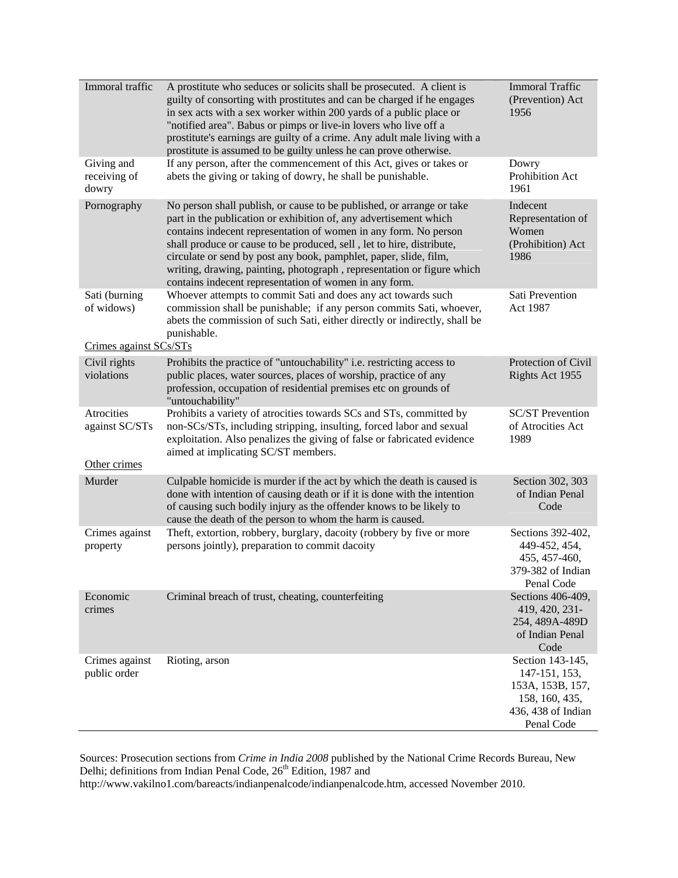| | | |
|---|---|---|
| Immoral traffic | A prostitute who seduces or solicits shall be prosecuted. A client is guilty of consorting with prostitutes and can be charged if he engages in sex acts with a sex worker within 200 yards of a public place or "notified area". Babus or pimps or live-in lovers who live off a prostitute's earnings are guilty of a crime. Any adult male living with a prostitute is assumed to be guilty unless he can prove otherwise. | Immoral Traffic (Prevention) Act 1956 |
| Giving and receiving of dowry | If any person, after the commencement of this Act, gives or takes or abets the giving or taking of dowry, he shall be punishable. | Dowry Prohibition Act 1961 |
| Pornography | No person shall publish, or cause to be published, or arrange or take part in the publication or exhibition of, any advertisement which contains indecent representation of women in any form. No person shall produce or cause to be produced, sell , let to hire, distribute, circulate or send by post any book, pamphlet, paper, slide, film, writing, drawing, painting, photograph , representation or figure which contains indecent representation of women in any form. | Indecent Representation of Women (Prohibition) Act 1986 |
| Sati (burning of widows) | Whoever attempts to commit Sati and does any act towards such commission shall be punishable; if any person commits Sati, whoever, abets the commission of such Sati, either directly or indirectly, shall be punishable. | Sati Prevention Act 1987 |
| Crimes against SCs/STs | | |
| Civil rights violations | Prohibits the practice of "untouchability" i.e. restricting access to public places, water sources, places of worship, practice of any profession, occupation of residential premises etc on grounds of "untouchability" | Protection of Civil Rights Act 1955 |
| Atrocities against SC/STs | Prohibits a variety of atrocities towards SCs and STs, committed by non-SCs/STs, including stripping, insulting, forced labor and sexual exploitation. Also penalizes the giving of false or fabricated evidence aimed at implicating SC/ST members. | SC/ST Prevention of Atrocities Act 1989 |
| Other crimes | | |
| Murder | Culpable homicide is murder if the act by which the death is caused is done with intention of causing death or if it is done with the intention of causing such bodily injury as the offender knows to be likely to cause the death of the person to whom the harm is caused. | Section 302, 303 of Indian Penal Code |
| Crimes against property | Theft, extortion, robbery, burglary, dacoity (robbery by five or more persons jointly), preparation to commit dacoity | Sections 392-402, 449-452, 454, 455, 457-460, 379-382 of Indian Penal Code |
| Economic crimes | Criminal breach of trust, cheating, counterfeiting | Sections 406-409, 419, 420, 231-254, 489A-489D of Indian Penal Code |
| Crimes against public order | Rioting, arson | Section 143-145, 147-151, 153, 153A, 153B, 157, 158, 160, 435, 436, 438 of Indian Penal Code |

Sources: Prosecution sections from *Crime in India 2008* published by the National Crime Records Bureau, New Delhi; definitions from Indian Penal Code, 26th Edition, 1987 and http://www.vakilno1.com/bareacts/indianpenalcode/indianpenalcode.htm, accessed November 2010.